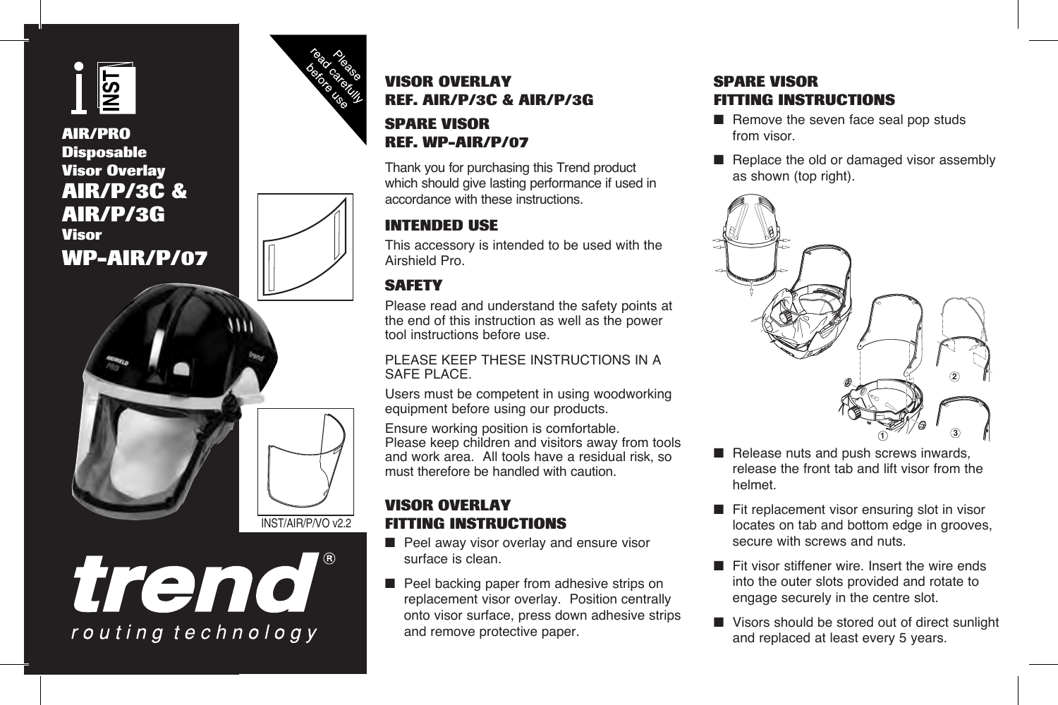**AIR/PRO Disposable Visor Overlay**

# AIR/P/3C & AIR/P/3G

**Visor**

# WP-AIR/P/07

Please read carefully before use

INST/AIR/P/VO v2.2

trend®

routing technology

## VISOR OVERLAY REF. AIR/P/3C & AIR/P/3G

## SPARE VISOR REF. WP-AIR/P/07

Thank you for purchasing this Trend product which should give lasting performance if used in accordance with these instructions.

## INTENDED USE

This accessory is intended to be used with the Airshield Pro.

## SAFETY

Please read and understand the safety points at the end of this instruction as well as the power tool instructions before use.

PLEASE KEEP THESE INSTRUCTIONS IN A SAFE PLACE.

Users must be competent in using woodworking equipment before using our products.

Ensure working position is comfortable.
Please keep children and visitors away from tools and work area. All tools have a residual risk, so must therefore be handled with caution.

## VISOR OVERLAY FITTING INSTRUCTIONS

- Peel away visor overlay and ensure visor surface is clean.
- Peel backing paper from adhesive strips on replacement visor overlay. Position centrally onto visor surface, press down adhesive strips and remove protective paper.

## SPARE VISOR FITTING INSTRUCTIONS

- Remove the seven face seal pop studs from visor.
- Replace the old or damaged visor assembly as shown (top right).
- Release nuts and push screws inwards, release the front tab and lift visor from the helmet.
- Fit replacement visor ensuring slot in visor locates on tab and bottom edge in grooves, secure with screws and nuts.
- Fit visor stiffener wire. Insert the wire ends into the outer slots provided and rotate to engage securely in the centre slot.
- Visors should be stored out of direct sunlight and replaced at least every 5 years.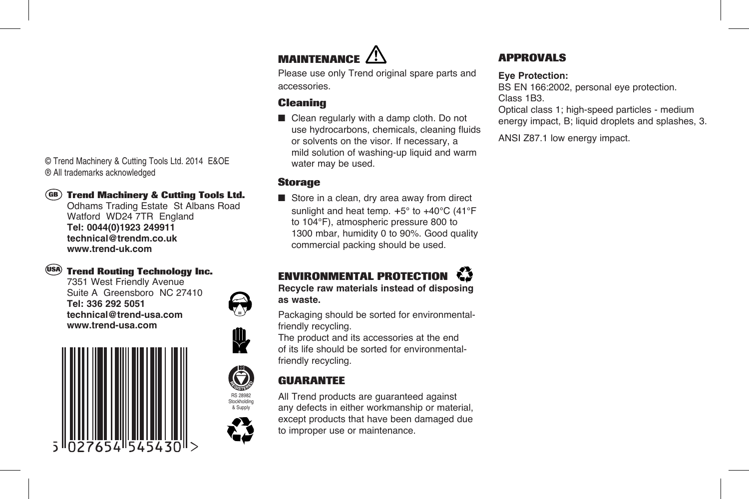© Trend Machinery & Cutting Tools Ltd. 2014 E&OE
® All trademarks acknowledged

GB **Trend Machinery & Cutting Tools Ltd.**
Odhams Trading Estate St Albans Road
Watford WD24 7TR England
**Tel: 0044(0)1923 249911**
**technical@trendm.co.uk**
**www.trend-uk.com**

USA **Trend Routing Technology Inc.**
7351 West Friendly Avenue
Suite A Greensboro NC 27410
**Tel: 336 292 5051**
**technical@trend-usa.com**
**www.trend-usa.com**

RS 28982
Stockholding
& Supply

5 027654 545430 >

## MAINTENANCE

Please use only Trend original spare parts and accessories.

### Cleaning

- Clean regularly with a damp cloth. Do not use hydrocarbons, chemicals, cleaning fluids or solvents on the visor. If necessary, a mild solution of washing-up liquid and warm water may be used.

### Storage

- Store in a clean, dry area away from direct sunlight and heat temp. +5° to +40°C (41°F to 104°F), atmospheric pressure 800 to 1300 mbar, humidity 0 to 90%. Good quality commercial packing should be used.

## ENVIRONMENTAL PROTECTION

**Recycle raw materials instead of disposing as waste.**

Packaging should be sorted for environmental-friendly recycling.
The product and its accessories at the end of its life should be sorted for environmental-friendly recycling.

## GUARANTEE

All Trend products are guaranteed against any defects in either workmanship or material, except products that have been damaged due to improper use or maintenance.

## APPROVALS

**Eye Protection:**
BS EN 166:2002, personal eye protection.
Class 1B3.
Optical class 1; high-speed particles - medium energy impact, B; liquid droplets and splashes, 3.

ANSI Z87.1 low energy impact.